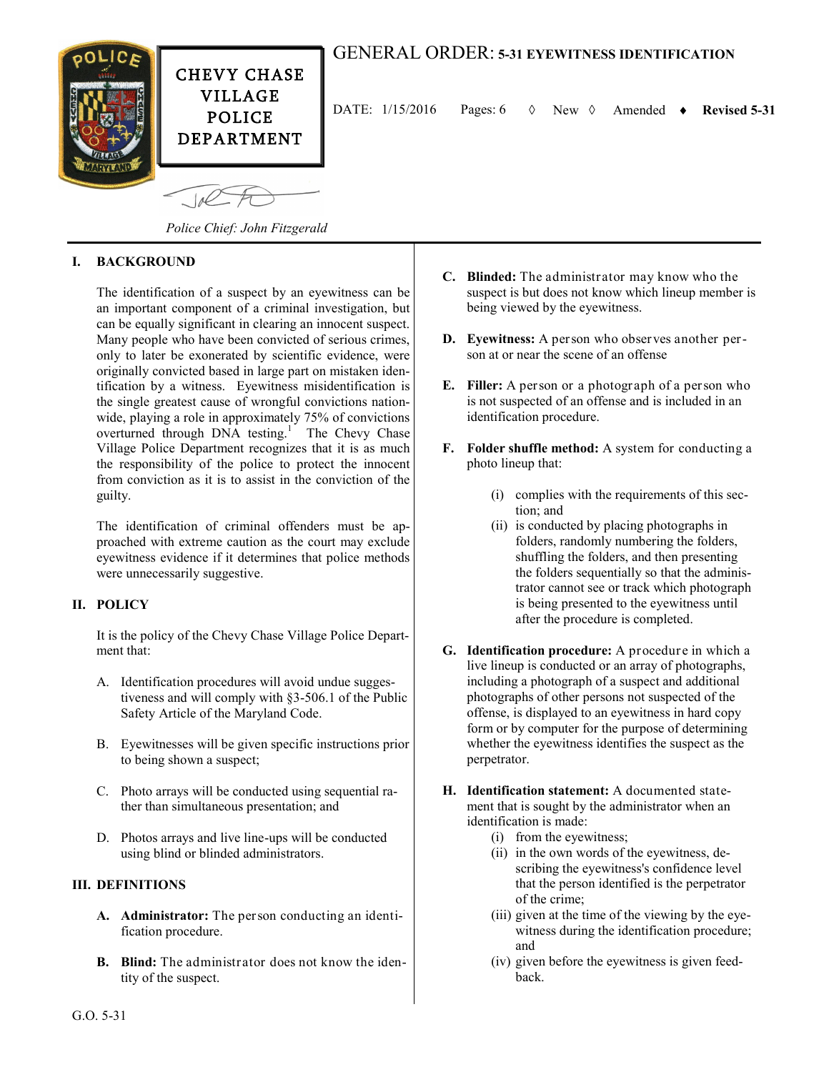CHEVY CHASE VILLAGE POLICE DEPARTMENT

*Police Chief: John Fitzgerald*

# GENERAL ORDER: 5-31 EYEWITNESS IDENTIFICATION

DATE: 1/15/2016 Pages: 6 ◊ New ◊ Amended ♦ **Revised 5-31**

## I. BACKGROUND

The identification of a suspect by an eyewitness can be an important component of a criminal investigation, but can be equally significant in clearing an innocent suspect. Many people who have been convicted of serious crimes, only to later be exonerated by scientific evidence, were originally convicted based in large part on mistaken identification by a witness. Eyewitness misidentification is the single greatest cause of wrongful convictions nationwide, playing a role in approximately 75% of convictions overturned through DNA testing.[1] The Chevy Chase Village Police Department recognizes that it is as much the responsibility of the police to protect the innocent from conviction as it is to assist in the conviction of the guilty.

The identification of criminal offenders must be approached with extreme caution as the court may exclude eyewitness evidence if it determines that police methods were unnecessarily suggestive.

## II. POLICY

It is the policy of the Chevy Chase Village Police Department that:

A. Identification procedures will avoid undue suggestiveness and will comply with §3-506.1 of the Public Safety Article of the Maryland Code.

B. Eyewitnesses will be given specific instructions prior to being shown a suspect;

C. Photo arrays will be conducted using sequential rather than simultaneous presentation; and

D. Photos arrays and live line-ups will be conducted using blind or blinded administrators.

## III. DEFINITIONS

**A. Administrator:** The person conducting an identification procedure.

**B. Blind:** The administrator does not know the identity of the suspect.

**C. Blinded:** The administrator may know who the suspect is but does not know which lineup member is being viewed by the eyewitness.

**D. Eyewitness:** A person who observes another person at or near the scene of an offense

**E. Filler:** A person or a photograph of a person who is not suspected of an offense and is included in an identification procedure.

**F. Folder shuffle method:** A system for conducting a photo lineup that:

- (i) complies with the requirements of this section; and
- (ii) is conducted by placing photographs in folders, randomly numbering the folders, shuffling the folders, and then presenting the folders sequentially so that the administrator cannot see or track which photograph is being presented to the eyewitness until after the procedure is completed.

**G. Identification procedure:** A procedure in which a live lineup is conducted or an array of photographs, including a photograph of a suspect and additional photographs of other persons not suspected of the offense, is displayed to an eyewitness in hard copy form or by computer for the purpose of determining whether the eyewitness identifies the suspect as the perpetrator.

**H. Identification statement:** A documented statement that is sought by the administrator when an identification is made:

- (i) from the eyewitness;
- (ii) in the own words of the eyewitness, describing the eyewitness's confidence level that the person identified is the perpetrator of the crime;
- (iii) given at the time of the viewing by the eyewitness during the identification procedure; and
- (iv) given before the eyewitness is given feedback.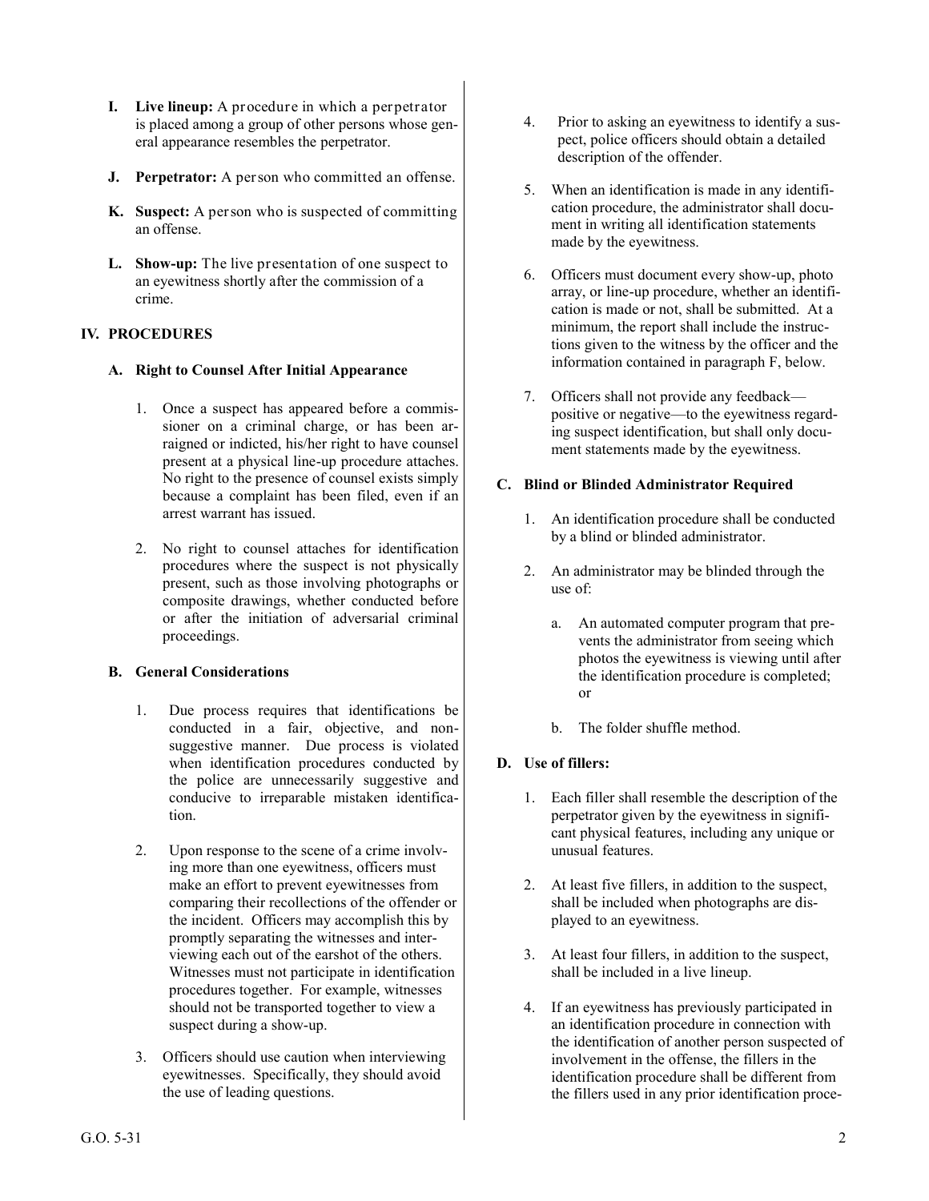**I. Live lineup:** A procedure in which a perpetrator is placed among a group of other persons whose general appearance resembles the perpetrator.

**J. Perpetrator:** A person who committed an offense.

**K. Suspect:** A person who is suspected of committing an offense.

**L. Show-up:** The live presentation of one suspect to an eyewitness shortly after the commission of a crime.

## IV. PROCEDURES

### A. Right to Counsel After Initial Appearance

1. Once a suspect has appeared before a commissioner on a criminal charge, or has been arraigned or indicted, his/her right to have counsel present at a physical line-up procedure attaches. No right to the presence of counsel exists simply because a complaint has been filed, even if an arrest warrant has issued.

2. No right to counsel attaches for identification procedures where the suspect is not physically present, such as those involving photographs or composite drawings, whether conducted before or after the initiation of adversarial criminal proceedings.

### B. General Considerations

1. Due process requires that identifications be conducted in a fair, objective, and non-suggestive manner. Due process is violated when identification procedures conducted by the police are unnecessarily suggestive and conducive to irreparable mistaken identification.

2. Upon response to the scene of a crime involving more than one eyewitness, officers must make an effort to prevent eyewitnesses from comparing their recollections of the offender or the incident. Officers may accomplish this by promptly separating the witnesses and interviewing each out of the earshot of the others. Witnesses must not participate in identification procedures together. For example, witnesses should not be transported together to view a suspect during a show-up.

3. Officers should use caution when interviewing eyewitnesses. Specifically, they should avoid the use of leading questions.

4. Prior to asking an eyewitness to identify a suspect, police officers should obtain a detailed description of the offender.

5. When an identification is made in any identification procedure, the administrator shall document in writing all identification statements made by the eyewitness.

6. Officers must document every show-up, photo array, or line-up procedure, whether an identification is made or not, shall be submitted. At a minimum, the report shall include the instructions given to the witness by the officer and the information contained in paragraph F, below.

7. Officers shall not provide any feedback—positive or negative—to the eyewitness regarding suspect identification, but shall only document statements made by the eyewitness.

### C. Blind or Blinded Administrator Required

1. An identification procedure shall be conducted by a blind or blinded administrator.

2. An administrator may be blinded through the use of:

   a. An automated computer program that prevents the administrator from seeing which photos the eyewitness is viewing until after the identification procedure is completed; or

   b. The folder shuffle method.

### D. Use of fillers:

1. Each filler shall resemble the description of the perpetrator given by the eyewitness in significant physical features, including any unique or unusual features.

2. At least five fillers, in addition to the suspect, shall be included when photographs are displayed to an eyewitness.

3. At least four fillers, in addition to the suspect, shall be included in a live lineup.

4. If an eyewitness has previously participated in an identification procedure in connection with the identification of another person suspected of involvement in the offense, the fillers in the identification procedure shall be different from the fillers used in any prior identification proce-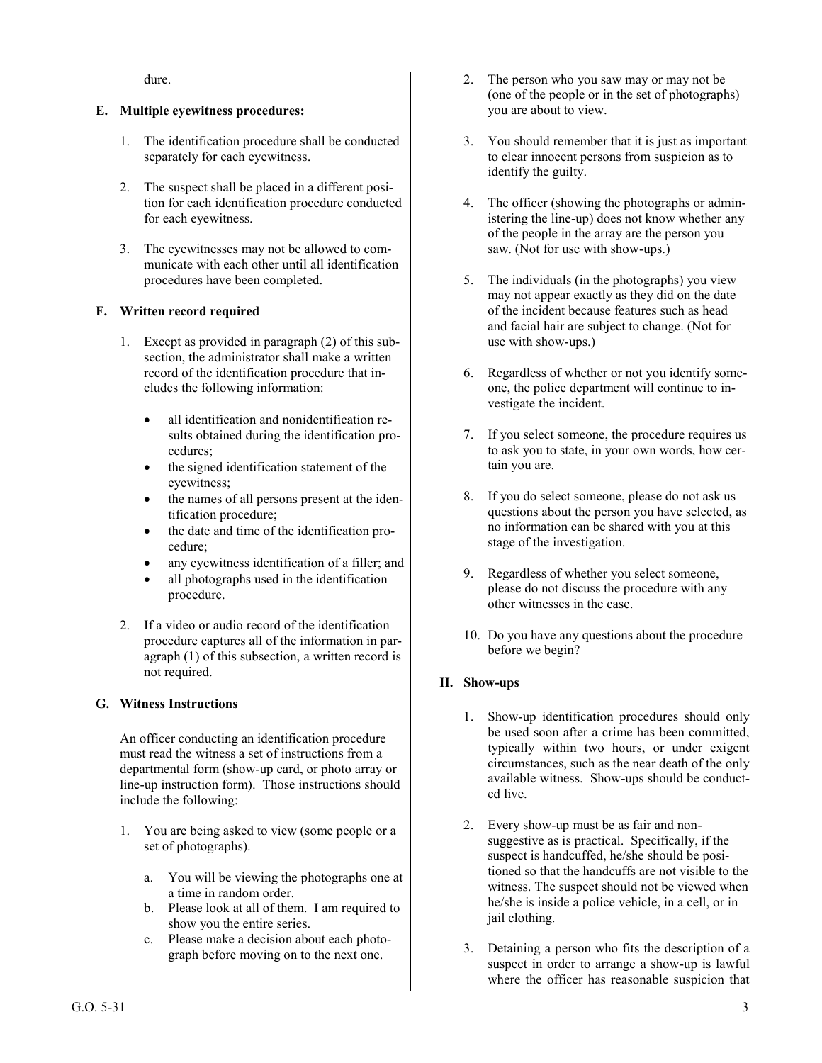dure.

### E. Multiple eyewitness procedures:

1. The identification procedure shall be conducted separately for each eyewitness.

2. The suspect shall be placed in a different position for each identification procedure conducted for each eyewitness.

3. The eyewitnesses may not be allowed to communicate with each other until all identification procedures have been completed.

### F. Written record required

1. Except as provided in paragraph (2) of this subsection, the administrator shall make a written record of the identification procedure that includes the following information:

   - all identification and nonidentification results obtained during the identification procedures;
   - the signed identification statement of the eyewitness;
   - the names of all persons present at the identification procedure;
   - the date and time of the identification procedure;
   - any eyewitness identification of a filler; and
   - all photographs used in the identification procedure.

2. If a video or audio record of the identification procedure captures all of the information in paragraph (1) of this subsection, a written record is not required.

### G. Witness Instructions

An officer conducting an identification procedure must read the witness a set of instructions from a departmental form (show-up card, or photo array or line-up instruction form). Those instructions should include the following:

1. You are being asked to view (some people or a set of photographs).

   a. You will be viewing the photographs one at a time in random order.
   b. Please look at all of them. I am required to show you the entire series.
   c. Please make a decision about each photograph before moving on to the next one.

2. The person who you saw may or may not be (one of the people or in the set of photographs) you are about to view.

3. You should remember that it is just as important to clear innocent persons from suspicion as to identify the guilty.

4. The officer (showing the photographs or administering the line-up) does not know whether any of the people in the array are the person you saw. (Not for use with show-ups.)

5. The individuals (in the photographs) you view may not appear exactly as they did on the date of the incident because features such as head and facial hair are subject to change. (Not for use with show-ups.)

6. Regardless of whether or not you identify someone, the police department will continue to investigate the incident.

7. If you select someone, the procedure requires us to ask you to state, in your own words, how certain you are.

8. If you do select someone, please do not ask us questions about the person you have selected, as no information can be shared with you at this stage of the investigation.

9. Regardless of whether you select someone, please do not discuss the procedure with any other witnesses in the case.

10. Do you have any questions about the procedure before we begin?

### H. Show-ups

1. Show-up identification procedures should only be used soon after a crime has been committed, typically within two hours, or under exigent circumstances, such as the near death of the only available witness. Show-ups should be conducted live.

2. Every show-up must be as fair and non-suggestive as is practical. Specifically, if the suspect is handcuffed, he/she should be positioned so that the handcuffs are not visible to the witness. The suspect should not be viewed when he/she is inside a police vehicle, in a cell, or in jail clothing.

3. Detaining a person who fits the description of a suspect in order to arrange a show-up is lawful where the officer has reasonable suspicion that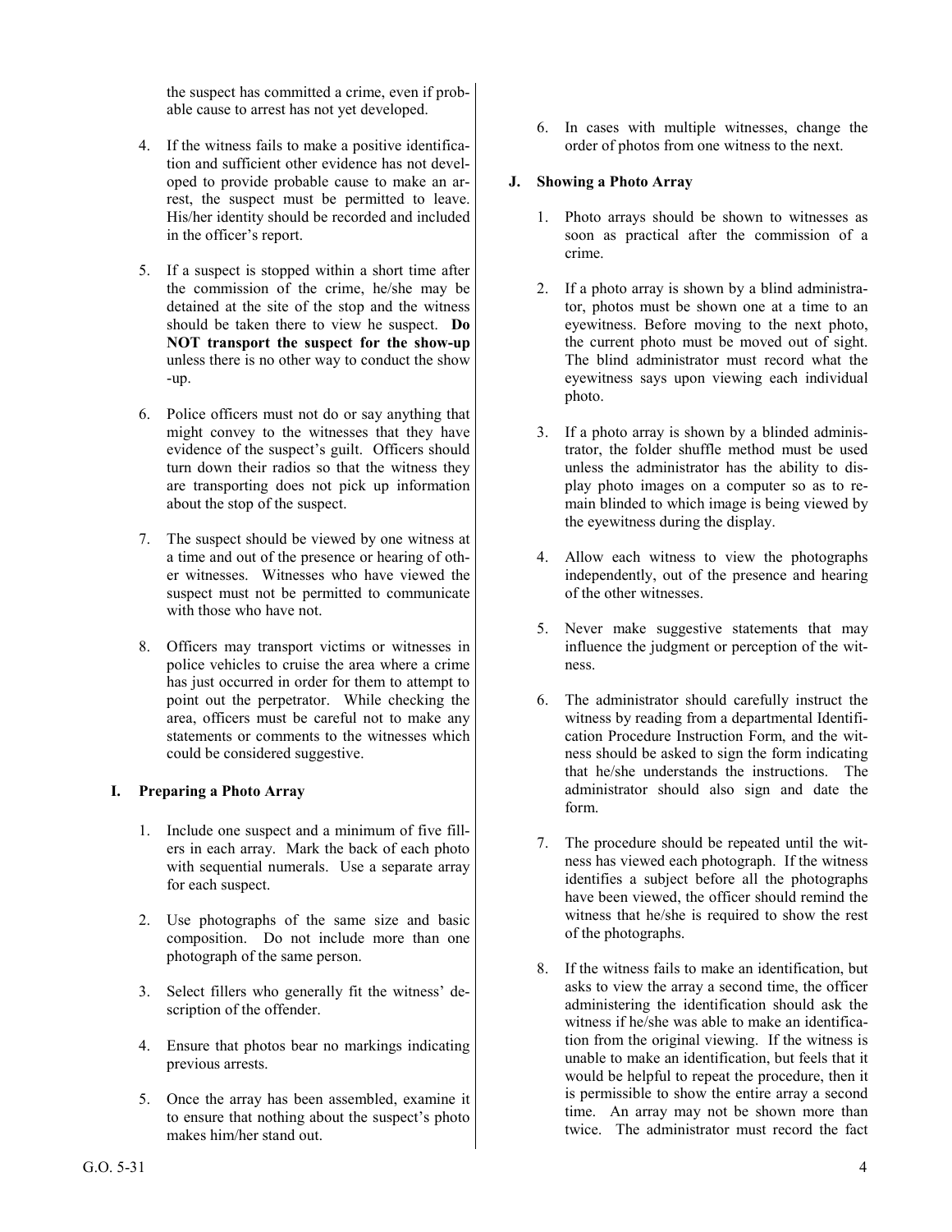the suspect has committed a crime, even if probable cause to arrest has not yet developed.

4. If the witness fails to make a positive identification and sufficient other evidence has not developed to provide probable cause to make an arrest, the suspect must be permitted to leave. His/her identity should be recorded and included in the officer's report.

5. If a suspect is stopped within a short time after the commission of the crime, he/she may be detained at the site of the stop and the witness should be taken there to view he suspect. **Do NOT transport the suspect for the show-up** unless there is no other way to conduct the show-up.

6. Police officers must not do or say anything that might convey to the witnesses that they have evidence of the suspect's guilt. Officers should turn down their radios so that the witness they are transporting does not pick up information about the stop of the suspect.

7. The suspect should be viewed by one witness at a time and out of the presence or hearing of other witnesses. Witnesses who have viewed the suspect must not be permitted to communicate with those who have not.

8. Officers may transport victims or witnesses in police vehicles to cruise the area where a crime has just occurred in order for them to attempt to point out the perpetrator. While checking the area, officers must be careful not to make any statements or comments to the witnesses which could be considered suggestive.

## I. Preparing a Photo Array

1. Include one suspect and a minimum of five fillers in each array. Mark the back of each photo with sequential numerals. Use a separate array for each suspect.

2. Use photographs of the same size and basic composition. Do not include more than one photograph of the same person.

3. Select fillers who generally fit the witness' description of the offender.

4. Ensure that photos bear no markings indicating previous arrests.

5. Once the array has been assembled, examine it to ensure that nothing about the suspect's photo makes him/her stand out.

6. In cases with multiple witnesses, change the order of photos from one witness to the next.

## J. Showing a Photo Array

1. Photo arrays should be shown to witnesses as soon as practical after the commission of a crime.

2. If a photo array is shown by a blind administrator, photos must be shown one at a time to an eyewitness. Before moving to the next photo, the current photo must be moved out of sight. The blind administrator must record what the eyewitness says upon viewing each individual photo.

3. If a photo array is shown by a blinded administrator, the folder shuffle method must be used unless the administrator has the ability to display photo images on a computer so as to remain blinded to which image is being viewed by the eyewitness during the display.

4. Allow each witness to view the photographs independently, out of the presence and hearing of the other witnesses.

5. Never make suggestive statements that may influence the judgment or perception of the witness.

6. The administrator should carefully instruct the witness by reading from a departmental Identification Procedure Instruction Form, and the witness should be asked to sign the form indicating that he/she understands the instructions. The administrator should also sign and date the form.

7. The procedure should be repeated until the witness has viewed each photograph. If the witness identifies a subject before all the photographs have been viewed, the officer should remind the witness that he/she is required to show the rest of the photographs.

8. If the witness fails to make an identification, but asks to view the array a second time, the officer administering the identification should ask the witness if he/she was able to make an identification from the original viewing. If the witness is unable to make an identification, but feels that it would be helpful to repeat the procedure, then it is permissible to show the entire array a second time. An array may not be shown more than twice. The administrator must record the fact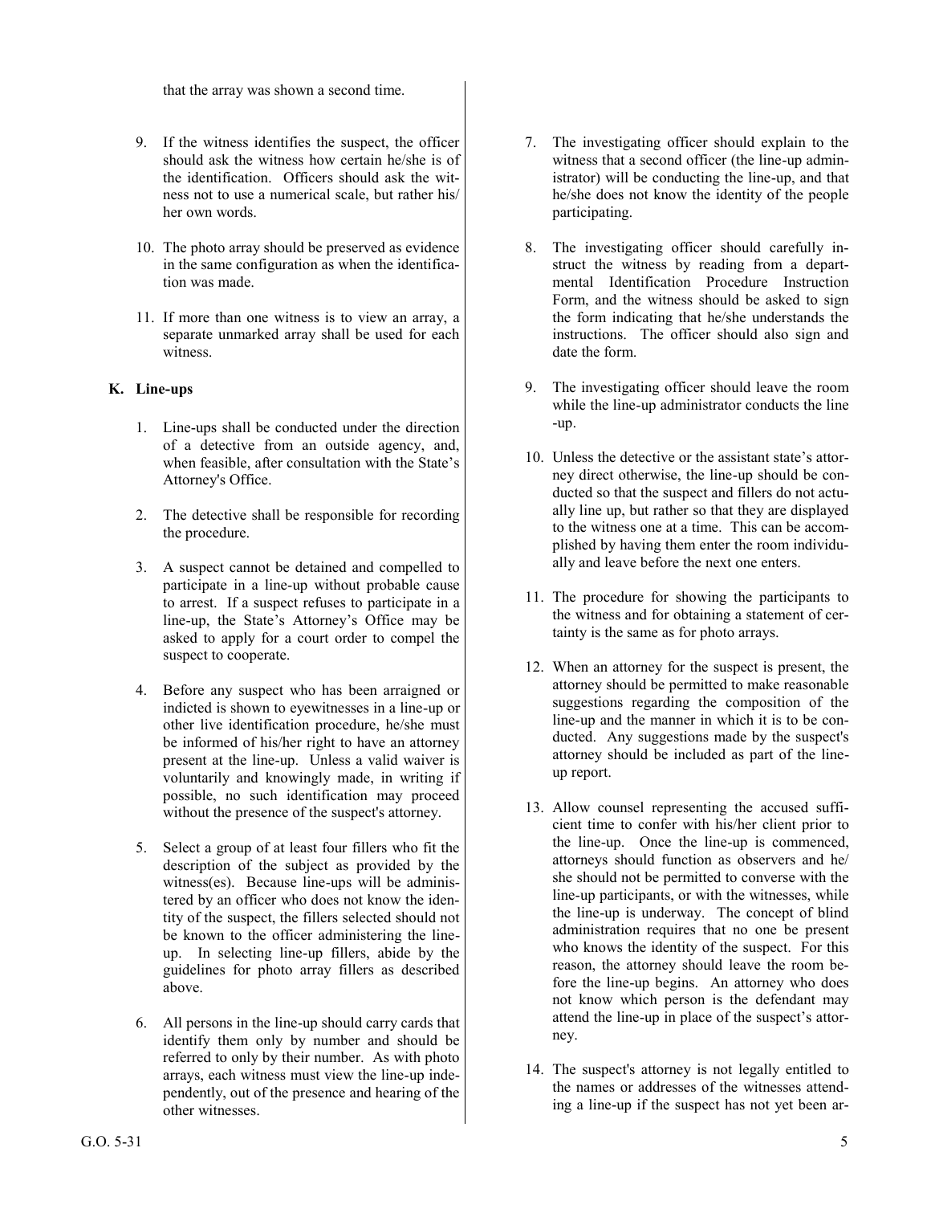that the array was shown a second time.

9. If the witness identifies the suspect, the officer should ask the witness how certain he/she is of the identification. Officers should ask the witness not to use a numerical scale, but rather his/her own words.

10. The photo array should be preserved as evidence in the same configuration as when the identification was made.

11. If more than one witness is to view an array, a separate unmarked array shall be used for each witness.

**K. Line-ups**

1. Line-ups shall be conducted under the direction of a detective from an outside agency, and, when feasible, after consultation with the State's Attorney's Office.

2. The detective shall be responsible for recording the procedure.

3. A suspect cannot be detained and compelled to participate in a line-up without probable cause to arrest. If a suspect refuses to participate in a line-up, the State's Attorney's Office may be asked to apply for a court order to compel the suspect to cooperate.

4. Before any suspect who has been arraigned or indicted is shown to eyewitnesses in a line-up or other live identification procedure, he/she must be informed of his/her right to have an attorney present at the line-up. Unless a valid waiver is voluntarily and knowingly made, in writing if possible, no such identification may proceed without the presence of the suspect's attorney.

5. Select a group of at least four fillers who fit the description of the subject as provided by the witness(es). Because line-ups will be administered by an officer who does not know the identity of the suspect, the fillers selected should not be known to the officer administering the line-up. In selecting line-up fillers, abide by the guidelines for photo array fillers as described above.

6. All persons in the line-up should carry cards that identify them only by number and should be referred to only by their number. As with photo arrays, each witness must view the line-up independently, out of the presence and hearing of the other witnesses.

7. The investigating officer should explain to the witness that a second officer (the line-up administrator) will be conducting the line-up, and that he/she does not know the identity of the people participating.

8. The investigating officer should carefully instruct the witness by reading from a departmental Identification Procedure Instruction Form, and the witness should be asked to sign the form indicating that he/she understands the instructions. The officer should also sign and date the form.

9. The investigating officer should leave the room while the line-up administrator conducts the line-up.

10. Unless the detective or the assistant state's attorney direct otherwise, the line-up should be conducted so that the suspect and fillers do not actually line up, but rather so that they are displayed to the witness one at a time. This can be accomplished by having them enter the room individually and leave before the next one enters.

11. The procedure for showing the participants to the witness and for obtaining a statement of certainty is the same as for photo arrays.

12. When an attorney for the suspect is present, the attorney should be permitted to make reasonable suggestions regarding the composition of the line-up and the manner in which it is to be conducted. Any suggestions made by the suspect's attorney should be included as part of the line-up report.

13. Allow counsel representing the accused sufficient time to confer with his/her client prior to the line-up. Once the line-up is commenced, attorneys should function as observers and he/she should not be permitted to converse with the line-up participants, or with the witnesses, while the line-up is underway. The concept of blind administration requires that no one be present who knows the identity of the suspect. For this reason, the attorney should leave the room before the line-up begins. An attorney who does not know which person is the defendant may attend the line-up in place of the suspect's attorney.

14. The suspect's attorney is not legally entitled to the names or addresses of the witnesses attending a line-up if the suspect has not yet been ar-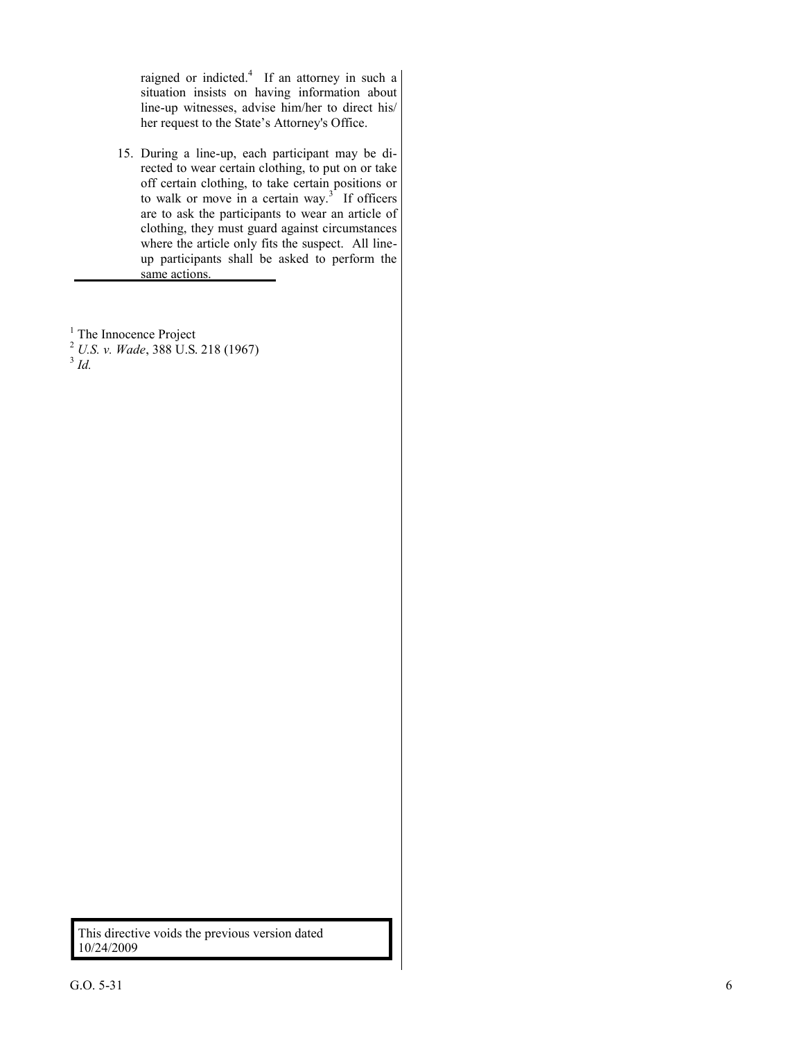raigned or indicted.[4] If an attorney in such a situation insists on having information about line-up witnesses, advise him/her to direct his/her request to the State's Attorney's Office.

15. During a line-up, each participant may be directed to wear certain clothing, to put on or take off certain clothing, to take certain positions or to walk or move in a certain way.[3] If officers are to ask the participants to wear an article of clothing, they must guard against circumstances where the article only fits the suspect. All line-up participants shall be asked to perform the same actions.

---

[1] The Innocence Project
[2] *U.S. v. Wade*, 388 U.S. 218 (1967)
[3] *Id.*

This directive voids the previous version dated 10/24/2009